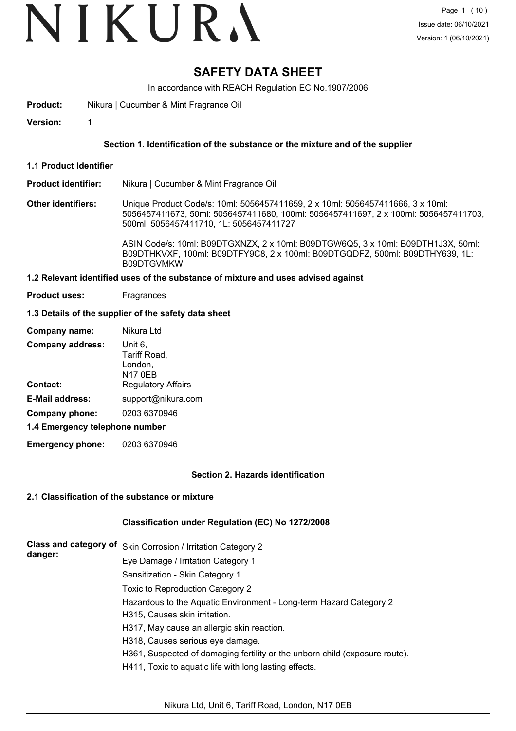# SAFETY DATA SHEET

In accordance with REACH Regulation EC No.1907/2006

**Product:** Nikura | Cucumber & Mint Fragrance Oil

**Version:** 1

## Section 1. Identification of the substance or the mixture and of the supplier

### 1.1 Product Identifier

**Product identifier:** Nikura | Cucumber & Mint Fragrance Oil

**Other identifiers:** Unique Product Code/s: 10ml: 5056457411659, 2 x 10ml: 5056457411666, 3 x 10ml: 5056457411673, 50ml: 5056457411680, 100ml: 5056457411697, 2 x 100ml: 5056457411703, 500ml: 5056457411710, 1L: 5056457411727

ASIN Code/s: 10ml: B09DTGXNZX, 2 x 10ml: B09DTGW6Q5, 3 x 10ml: B09DTH1J3X, 50ml: B09DTHKVXF, 100ml: B09DTFY9C8, 2 x 100ml: B09DTGQDFZ, 500ml: B09DTHY639, 1L: B09DTGVMKW

### 1.2 Relevant identified uses of the substance of mixture and uses advised against

**Product uses:** Fragrances

### 1.3 Details of the supplier of the safety data sheet

**Company name:** Nikura Ltd

**Company address:** Unit 6,
Tariff Road,
London,
N17 0EB

**Contact:** Regulatory Affairs

**E-Mail address:** support@nikura.com

**Company phone:** 0203 6370946

### 1.4 Emergency telephone number

**Emergency phone:** 0203 6370946

## Section 2. Hazards identification

### 2.1 Classification of the substance or mixture

#### Classification under Regulation (EC) No 1272/2008

**Class and category of danger:**

Skin Corrosion / Irritation Category 2

Eye Damage / Irritation Category 1

Sensitization - Skin Category 1

Toxic to Reproduction Category 2

Hazardous to the Aquatic Environment - Long-term Hazard Category 2

H315, Causes skin irritation.

H317, May cause an allergic skin reaction.

H318, Causes serious eye damage.

H361, Suspected of damaging fertility or the unborn child (exposure route).

H411, Toxic to aquatic life with long lasting effects.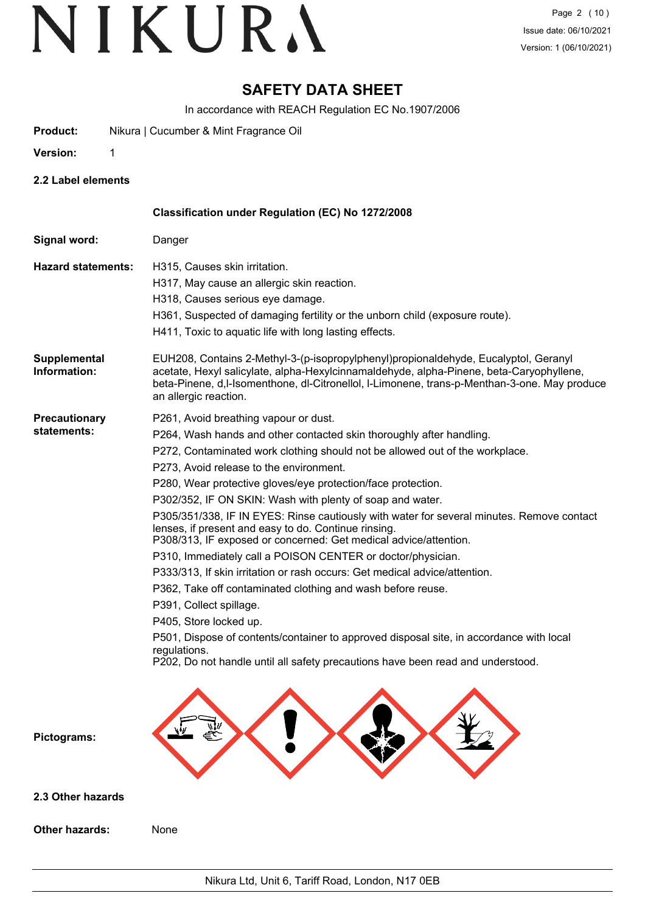# SAFETY DATA SHEET

In accordance with REACH Regulation EC No.1907/2006

**Product:** Nikura | Cucumber & Mint Fragrance Oil

**Version:** 1

### 2.2 Label elements

**Classification under Regulation (EC) No 1272/2008**

**Signal word:** Danger

**Hazard statements:**

H315, Causes skin irritation.

H317, May cause an allergic skin reaction.

H318, Causes serious eye damage.

H361, Suspected of damaging fertility or the unborn child (exposure route).

H411, Toxic to aquatic life with long lasting effects.

**Supplemental Information:** EUH208, Contains 2-Methyl-3-(p-isopropylphenyl)propionaldehyde, Eucalyptol, Geranyl acetate, Hexyl salicylate, alpha-Hexylcinnamaldehyde, alpha-Pinene, beta-Caryophyllene, beta-Pinene, d,l-Isomenthone, dl-Citronellol, l-Limonene, trans-p-Menthan-3-one. May produce an allergic reaction.

**Precautionary statements:**

P261, Avoid breathing vapour or dust.

P264, Wash hands and other contacted skin thoroughly after handling.

P272, Contaminated work clothing should not be allowed out of the workplace.

P273, Avoid release to the environment.

P280, Wear protective gloves/eye protection/face protection.

P302/352, IF ON SKIN: Wash with plenty of soap and water.

P305/351/338, IF IN EYES: Rinse cautiously with water for several minutes. Remove contact lenses, if present and easy to do. Continue rinsing.
P308/313, IF exposed or concerned: Get medical advice/attention.

P310, Immediately call a POISON CENTER or doctor/physician.

P333/313, If skin irritation or rash occurs: Get medical advice/attention.

P362, Take off contaminated clothing and wash before reuse.

P391, Collect spillage.

P405, Store locked up.

P501, Dispose of contents/container to approved disposal site, in accordance with local regulations.
P202, Do not handle until all safety precautions have been read and understood.

**Pictograms:**

### 2.3 Other hazards

**Other hazards:** None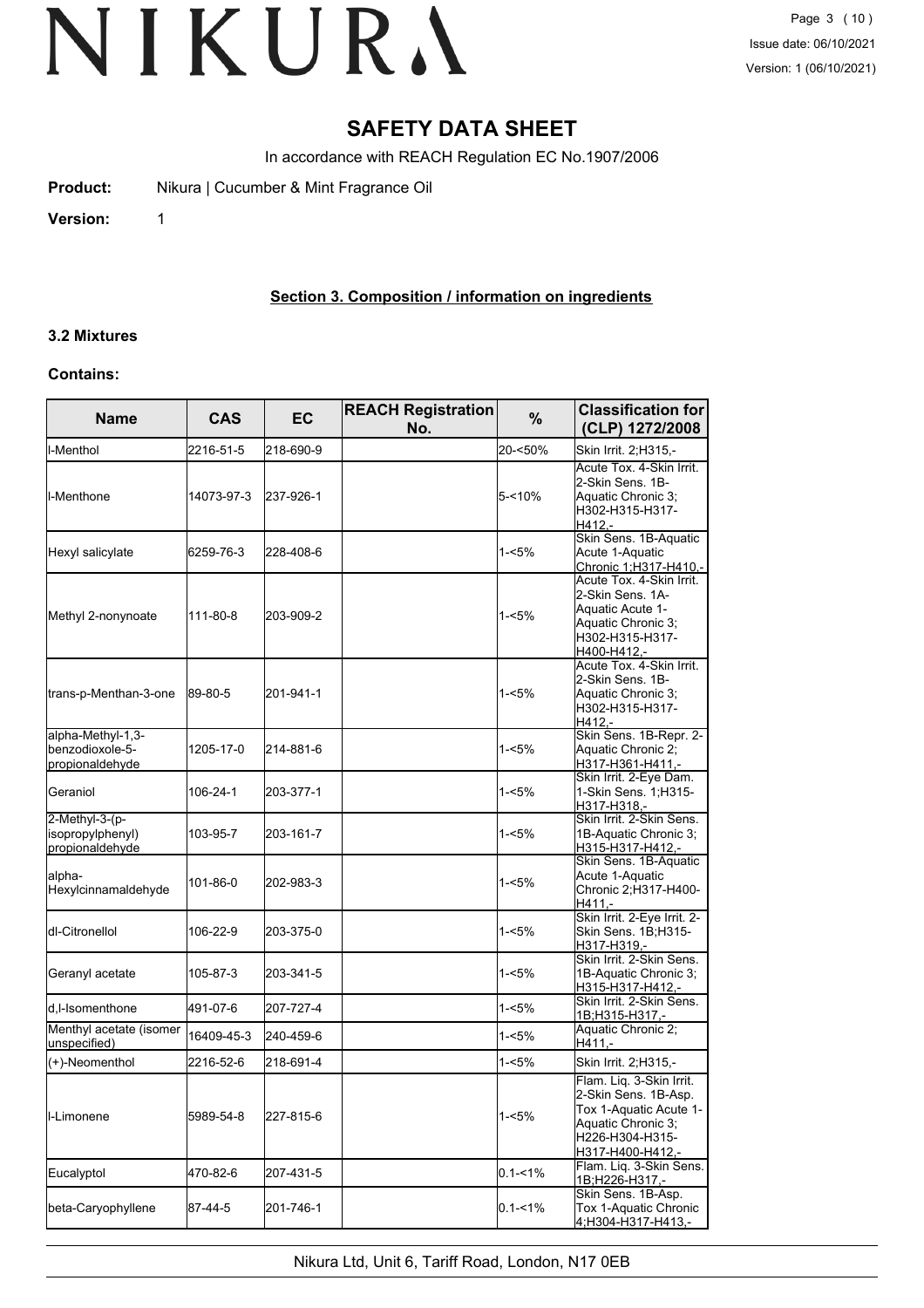# SAFETY DATA SHEET

In accordance with REACH Regulation EC No.1907/2006

**Product:** Nikura | Cucumber & Mint Fragrance Oil

**Version:** 1

## Section 3. Composition / information on ingredients

### 3.2 Mixtures

**Contains:**

| Name | CAS | EC | REACH Registration No. | % | Classification for (CLP) 1272/2008 |
|---|---|---|---|---|---|
| l-Menthol | 2216-51-5 | 218-690-9 | | 20-<50% | Skin Irrit. 2;H315,- |
| l-Menthone | 14073-97-3 | 237-926-1 | | 5-<10% | Acute Tox. 4-Skin Irrit. 2-Skin Sens. 1B-Aquatic Chronic 3;H302-H315-H317-H412,- |
| Hexyl salicylate | 6259-76-3 | 228-408-6 | | 1-<5% | Skin Sens. 1B-Aquatic Acute 1-Aquatic Chronic 1;H317-H410,- |
| Methyl 2-nonynoate | 111-80-8 | 203-909-2 | | 1-<5% | Acute Tox. 4-Skin Irrit. 2-Skin Sens. 1A-Aquatic Acute 1-Aquatic Chronic 3;H302-H315-H317-H400-H412,- |
| trans-p-Menthan-3-one | 89-80-5 | 201-941-1 | | 1-<5% | Acute Tox. 4-Skin Irrit. 2-Skin Sens. 1B-Aquatic Chronic 3;H302-H315-H317-H412,- |
| alpha-Methyl-1,3-benzodioxole-5-propionaldehyde | 1205-17-0 | 214-881-6 | | 1-<5% | Skin Sens. 1B-Repr. 2-Aquatic Chronic 2;H317-H361-H411,- |
| Geraniol | 106-24-1 | 203-377-1 | | 1-<5% | Skin Irrit. 2-Eye Dam. 1-Skin Sens. 1;H315-H317-H318,- |
| 2-Methyl-3-(p-isopropylphenyl) propionaldehyde | 103-95-7 | 203-161-7 | | 1-<5% | Skin Irrit. 2-Skin Sens. 1B-Aquatic Chronic 3;H315-H317-H412,- |
| alpha-Hexylcinnamaldehyde | 101-86-0 | 202-983-3 | | 1-<5% | Skin Sens. 1B-Aquatic Acute 1-Aquatic Chronic 2;H317-H400-H411,- |
| dl-Citronellol | 106-22-9 | 203-375-0 | | 1-<5% | Skin Irrit. 2-Eye Irrit. 2-Skin Sens. 1B;H315-H317-H319,- |
| Geranyl acetate | 105-87-3 | 203-341-5 | | 1-<5% | Skin Irrit. 2-Skin Sens. 1B-Aquatic Chronic 3;H315-H317-H412,- |
| d,l-Isomenthone | 491-07-6 | 207-727-4 | | 1-<5% | Skin Irrit. 2-Skin Sens. 1B;H315-H317,- |
| Menthyl acetate (isomer unspecified) | 16409-45-3 | 240-459-6 | | 1-<5% | Aquatic Chronic 2;H411,- |
| (+)-Neomenthol | 2216-52-6 | 218-691-4 | | 1-<5% | Skin Irrit. 2;H315,- |
| l-Limonene | 5989-54-8 | 227-815-6 | | 1-<5% | Flam. Liq. 3-Skin Irrit. 2-Skin Sens. 1B-Asp. Tox 1-Aquatic Acute 1-Aquatic Chronic 3;H226-H304-H315-H317-H400-H412,- |
| Eucalyptol | 470-82-6 | 207-431-5 | | 0.1-<1% | Flam. Liq. 3-Skin Sens. 1B;H226-H317,- |
| beta-Caryophyllene | 87-44-5 | 201-746-1 | | 0.1-<1% | Skin Sens. 1B-Asp. Tox 1-Aquatic Chronic 4;H304-H317-H413,- |

Nikura Ltd, Unit 6, Tariff Road, London, N17 0EB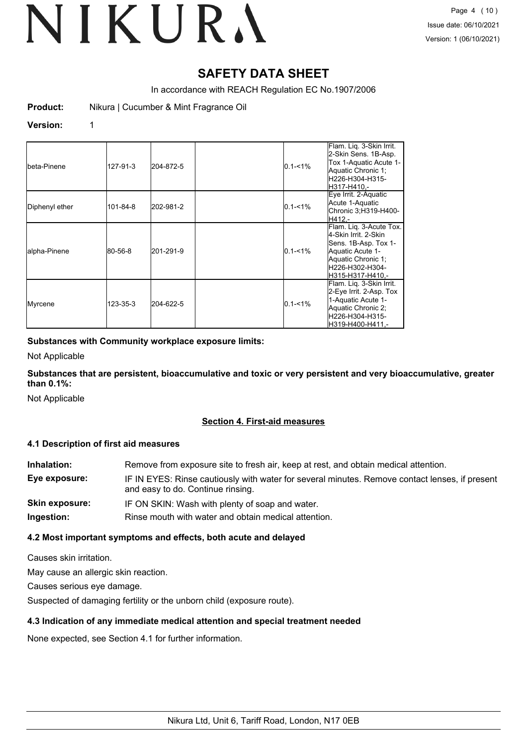# SAFETY DATA SHEET

In accordance with REACH Regulation EC No.1907/2006

**Product:** Nikura | Cucumber & Mint Fragrance Oil

**Version:** 1

| | | | | | |
|---|---|---|---|---|---|
| beta-Pinene | 127-91-3 | 204-872-5 | | 0.1-<1% | Flam. Liq. 3-Skin Irrit. 2-Skin Sens. 1B-Asp. Tox 1-Aquatic Acute 1-Aquatic Chronic 1;H226-H304-H315-H317-H410,- |
| Diphenyl ether | 101-84-8 | 202-981-2 | | 0.1-<1% | Eye Irrit. 2-Aquatic Acute 1-Aquatic Chronic 3;H319-H400-H412,- |
| alpha-Pinene | 80-56-8 | 201-291-9 | | 0.1-<1% | Flam. Liq. 3-Acute Tox. 4-Skin Irrit. 2-Skin Sens. 1B-Asp. Tox 1-Aquatic Acute 1-Aquatic Chronic 1;H226-H302-H304-H315-H317-H410,- |
| Myrcene | 123-35-3 | 204-622-5 | | 0.1-<1% | Flam. Liq. 3-Skin Irrit. 2-Eye Irrit. 2-Asp. Tox 1-Aquatic Acute 1-Aquatic Chronic 2;H226-H304-H315-H319-H400-H411,- |

**Substances with Community workplace exposure limits:**

Not Applicable

**Substances that are persistent, bioaccumulative and toxic or very persistent and very bioaccumulative, greater than 0.1%:**

Not Applicable

## Section 4. First-aid measures

### 4.1 Description of first aid measures

**Inhalation:** Remove from exposure site to fresh air, keep at rest, and obtain medical attention.

**Eye exposure:** IF IN EYES: Rinse cautiously with water for several minutes. Remove contact lenses, if present and easy to do. Continue rinsing.

**Skin exposure:** IF ON SKIN: Wash with plenty of soap and water.

**Ingestion:** Rinse mouth with water and obtain medical attention.

### 4.2 Most important symptoms and effects, both acute and delayed

Causes skin irritation.

May cause an allergic skin reaction.

Causes serious eye damage.

Suspected of damaging fertility or the unborn child (exposure route).

### 4.3 Indication of any immediate medical attention and special treatment needed

None expected, see Section 4.1 for further information.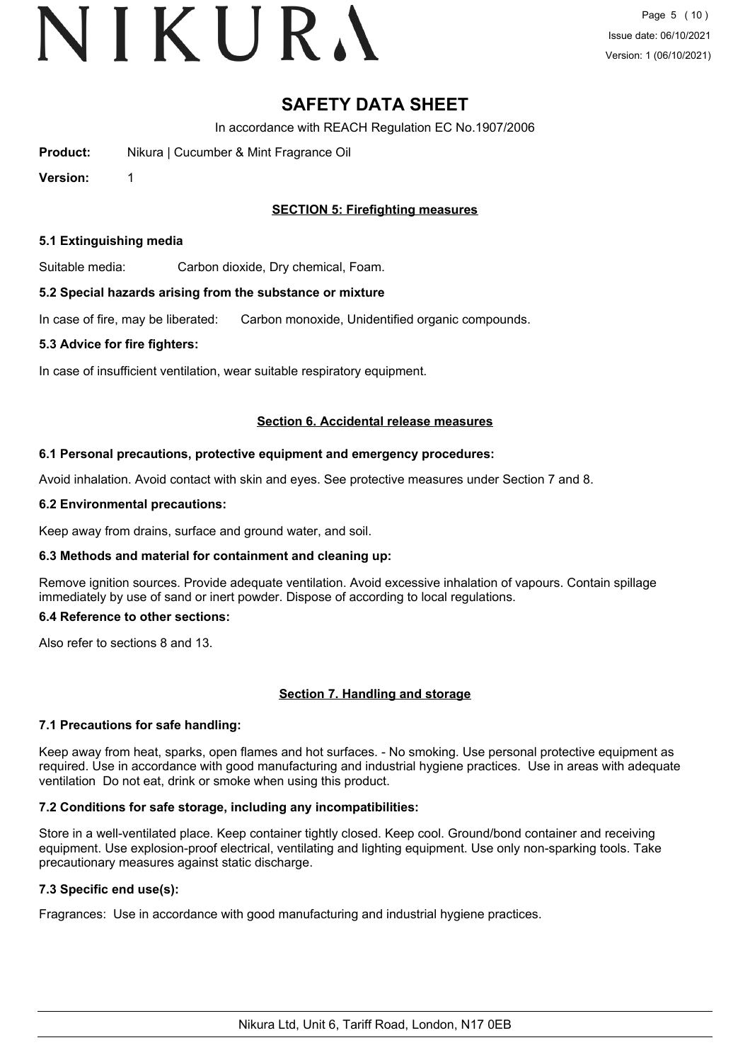# SAFETY DATA SHEET

In accordance with REACH Regulation EC No.1907/2006

**Product:** Nikura | Cucumber & Mint Fragrance Oil

**Version:** 1

## SECTION 5: Firefighting measures

### 5.1 Extinguishing media

Suitable media: Carbon dioxide, Dry chemical, Foam.

### 5.2 Special hazards arising from the substance or mixture

In case of fire, may be liberated: Carbon monoxide, Unidentified organic compounds.

### 5.3 Advice for fire fighters:

In case of insufficient ventilation, wear suitable respiratory equipment.

## Section 6. Accidental release measures

### 6.1 Personal precautions, protective equipment and emergency procedures:

Avoid inhalation. Avoid contact with skin and eyes. See protective measures under Section 7 and 8.

### 6.2 Environmental precautions:

Keep away from drains, surface and ground water, and soil.

### 6.3 Methods and material for containment and cleaning up:

Remove ignition sources. Provide adequate ventilation. Avoid excessive inhalation of vapours. Contain spillage immediately by use of sand or inert powder. Dispose of according to local regulations.

### 6.4 Reference to other sections:

Also refer to sections 8 and 13.

## Section 7. Handling and storage

### 7.1 Precautions for safe handling:

Keep away from heat, sparks, open flames and hot surfaces. - No smoking. Use personal protective equipment as required. Use in accordance with good manufacturing and industrial hygiene practices. Use in areas with adequate ventilation Do not eat, drink or smoke when using this product.

### 7.2 Conditions for safe storage, including any incompatibilities:

Store in a well-ventilated place. Keep container tightly closed. Keep cool. Ground/bond container and receiving equipment. Use explosion-proof electrical, ventilating and lighting equipment. Use only non-sparking tools. Take precautionary measures against static discharge.

### 7.3 Specific end use(s):

Fragrances: Use in accordance with good manufacturing and industrial hygiene practices.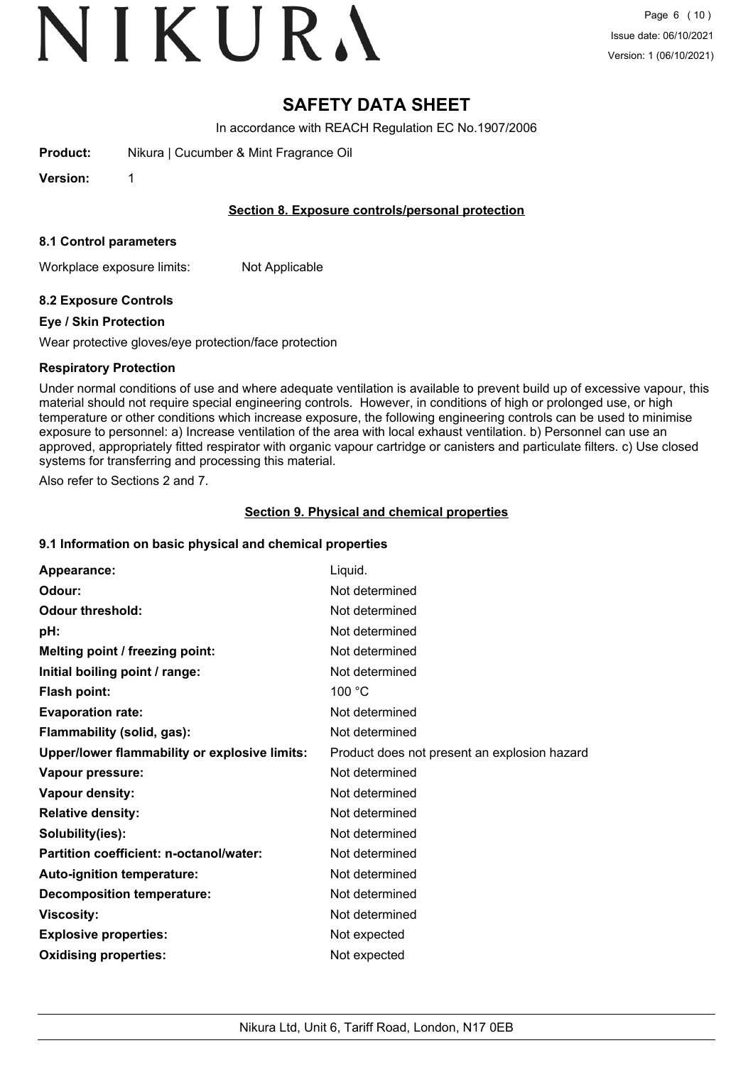# SAFETY DATA SHEET

In accordance with REACH Regulation EC No.1907/2006

**Product:** Nikura | Cucumber & Mint Fragrance Oil

**Version:** 1

## Section 8. Exposure controls/personal protection

### 8.1 Control parameters

Workplace exposure limits: Not Applicable

### 8.2 Exposure Controls

#### Eye / Skin Protection

Wear protective gloves/eye protection/face protection

#### Respiratory Protection

Under normal conditions of use and where adequate ventilation is available to prevent build up of excessive vapour, this material should not require special engineering controls. However, in conditions of high or prolonged use, or high temperature or other conditions which increase exposure, the following engineering controls can be used to minimise exposure to personnel: a) Increase ventilation of the area with local exhaust ventilation. b) Personnel can use an approved, appropriately fitted respirator with organic vapour cartridge or canisters and particulate filters. c) Use closed systems for transferring and processing this material.

Also refer to Sections 2 and 7.

## Section 9. Physical and chemical properties

### 9.1 Information on basic physical and chemical properties

| | |
|---|---|
| **Appearance:** | Liquid. |
| **Odour:** | Not determined |
| **Odour threshold:** | Not determined |
| **pH:** | Not determined |
| **Melting point / freezing point:** | Not determined |
| **Initial boiling point / range:** | Not determined |
| **Flash point:** | 100 °C |
| **Evaporation rate:** | Not determined |
| **Flammability (solid, gas):** | Not determined |
| **Upper/lower flammability or explosive limits:** | Product does not present an explosion hazard |
| **Vapour pressure:** | Not determined |
| **Vapour density:** | Not determined |
| **Relative density:** | Not determined |
| **Solubility(ies):** | Not determined |
| **Partition coefficient: n-octanol/water:** | Not determined |
| **Auto-ignition temperature:** | Not determined |
| **Decomposition temperature:** | Not determined |
| **Viscosity:** | Not determined |
| **Explosive properties:** | Not expected |
| **Oxidising properties:** | Not expected |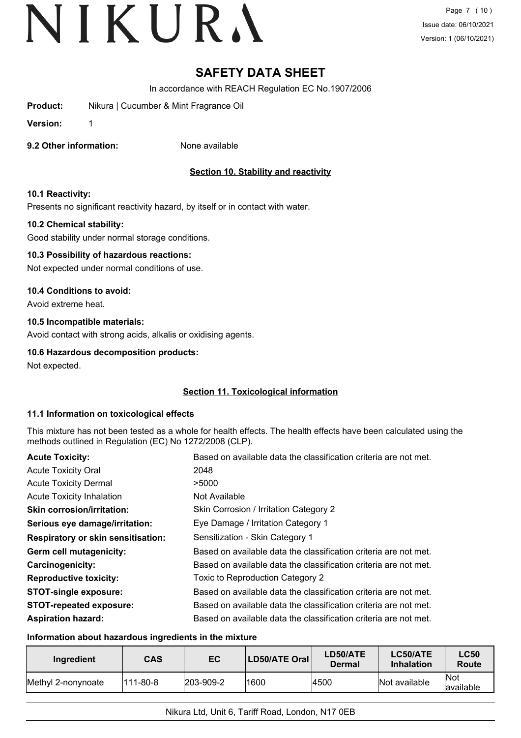# SAFETY DATA SHEET

In accordance with REACH Regulation EC No.1907/2006

**Product:** Nikura | Cucumber & Mint Fragrance Oil

**Version:** 1

**9.2 Other information:** None available

## Section 10. Stability and reactivity

**10.1 Reactivity:**

Presents no significant reactivity hazard, by itself or in contact with water.

**10.2 Chemical stability:**

Good stability under normal storage conditions.

**10.3 Possibility of hazardous reactions:**

Not expected under normal conditions of use.

**10.4 Conditions to avoid:**

Avoid extreme heat.

**10.5 Incompatible materials:**

Avoid contact with strong acids, alkalis or oxidising agents.

**10.6 Hazardous decomposition products:**

Not expected.

## Section 11. Toxicological information

**11.1 Information on toxicological effects**

This mixture has not been tested as a whole for health effects. The health effects have been calculated using the methods outlined in Regulation (EC) No 1272/2008 (CLP).

| | |
|---|---|
| **Acute Toxicity:** | Based on available data the classification criteria are not met. |
| Acute Toxicity Oral | 2048 |
| Acute Toxicity Dermal | >5000 |
| Acute Toxicity Inhalation | Not Available |
| **Skin corrosion/irritation:** | Skin Corrosion / Irritation Category 2 |
| **Serious eye damage/irritation:** | Eye Damage / Irritation Category 1 |
| **Respiratory or skin sensitisation:** | Sensitization - Skin Category 1 |
| **Germ cell mutagenicity:** | Based on available data the classification criteria are not met. |
| **Carcinogenicity:** | Based on available data the classification criteria are not met. |
| **Reproductive toxicity:** | Toxic to Reproduction Category 2 |
| **STOT-single exposure:** | Based on available data the classification criteria are not met. |
| **STOT-repeated exposure:** | Based on available data the classification criteria are not met. |
| **Aspiration hazard:** | Based on available data the classification criteria are not met. |

**Information about hazardous ingredients in the mixture**

| Ingredient | CAS | EC | LD50/ATE Oral | LD50/ATE Dermal | LC50/ATE Inhalation | LC50 Route |
|---|---|---|---|---|---|---|
| Methyl 2-nonynoate | 111-80-8 | 203-909-2 | 1600 | 4500 | Not available | Not available |

Nikura Ltd, Unit 6, Tariff Road, London, N17 0EB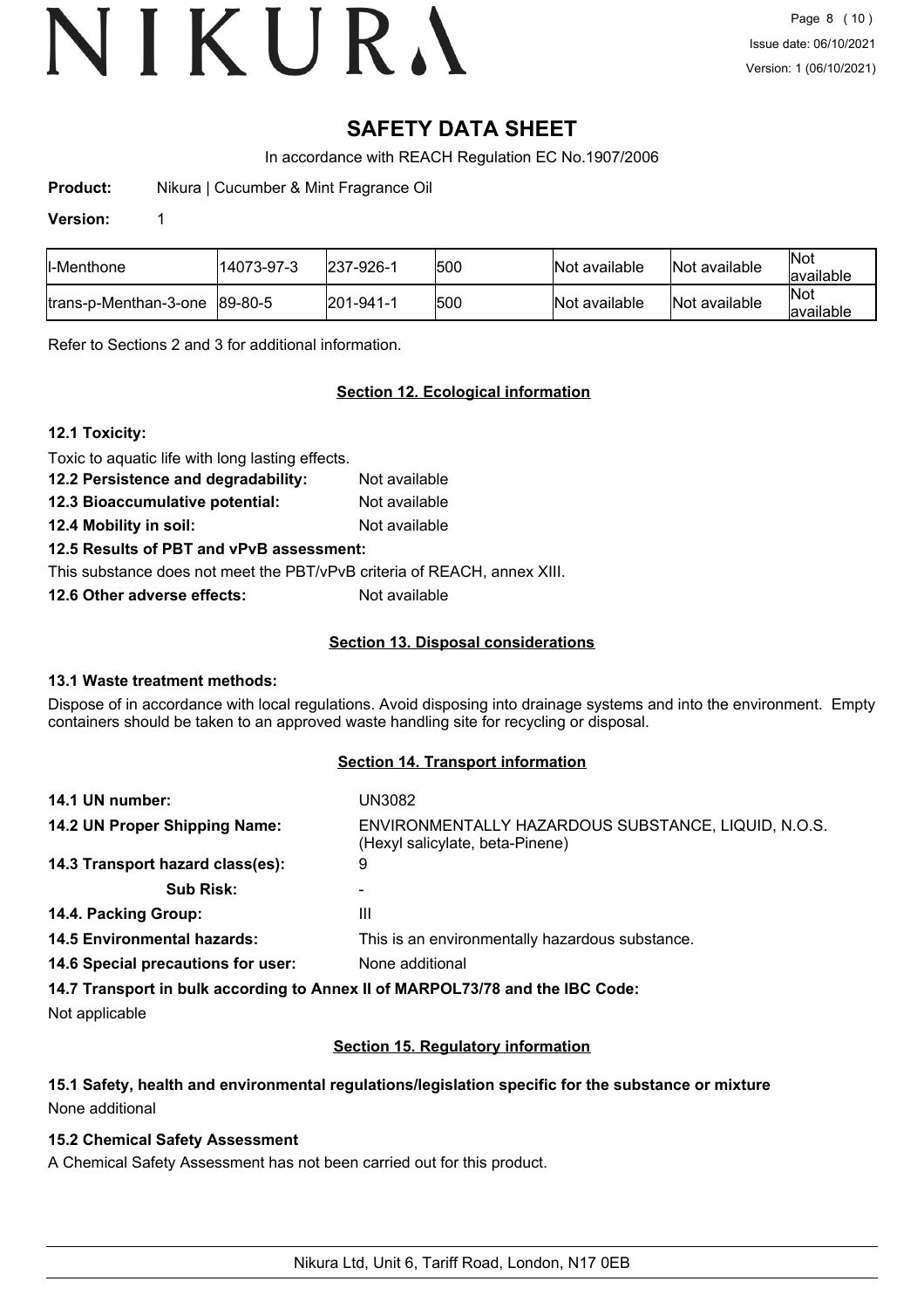# SAFETY DATA SHEET

In accordance with REACH Regulation EC No.1907/2006

**Product:** Nikura | Cucumber & Mint Fragrance Oil

**Version:** 1

| | | | | | | |
|---|---|---|---|---|---|---|
| l-Menthone | 14073-97-3 | 237-926-1 | 500 | Not available | Not available | Not available |
| trans-p-Menthan-3-one | 89-80-5 | 201-941-1 | 500 | Not available | Not available | Not available |

Refer to Sections 2 and 3 for additional information.

## Section 12. Ecological information

### 12.1 Toxicity:

Toxic to aquatic life with long lasting effects.

**12.2 Persistence and degradability:** Not available

**12.3 Bioaccumulative potential:** Not available

**12.4 Mobility in soil:** Not available

**12.5 Results of PBT and vPvB assessment:**

This substance does not meet the PBT/vPvB criteria of REACH, annex XIII.

**12.6 Other adverse effects:** Not available

## Section 13. Disposal considerations

### 13.1 Waste treatment methods:

Dispose of in accordance with local regulations. Avoid disposing into drainage systems and into the environment. Empty containers should be taken to an approved waste handling site for recycling or disposal.

## Section 14. Transport information

**14.1 UN number:** UN3082

**14.2 UN Proper Shipping Name:** ENVIRONMENTALLY HAZARDOUS SUBSTANCE, LIQUID, N.O.S. (Hexyl salicylate, beta-Pinene)

**14.3 Transport hazard class(es):** 9

**Sub Risk:** -

**14.4. Packing Group:** III

**14.5 Environmental hazards:** This is an environmentally hazardous substance.

**14.6 Special precautions for user:** None additional

**14.7 Transport in bulk according to Annex II of MARPOL73/78 and the IBC Code:**

Not applicable

## Section 15. Regulatory information

### 15.1 Safety, health and environmental regulations/legislation specific for the substance or mixture

None additional

### 15.2 Chemical Safety Assessment

A Chemical Safety Assessment has not been carried out for this product.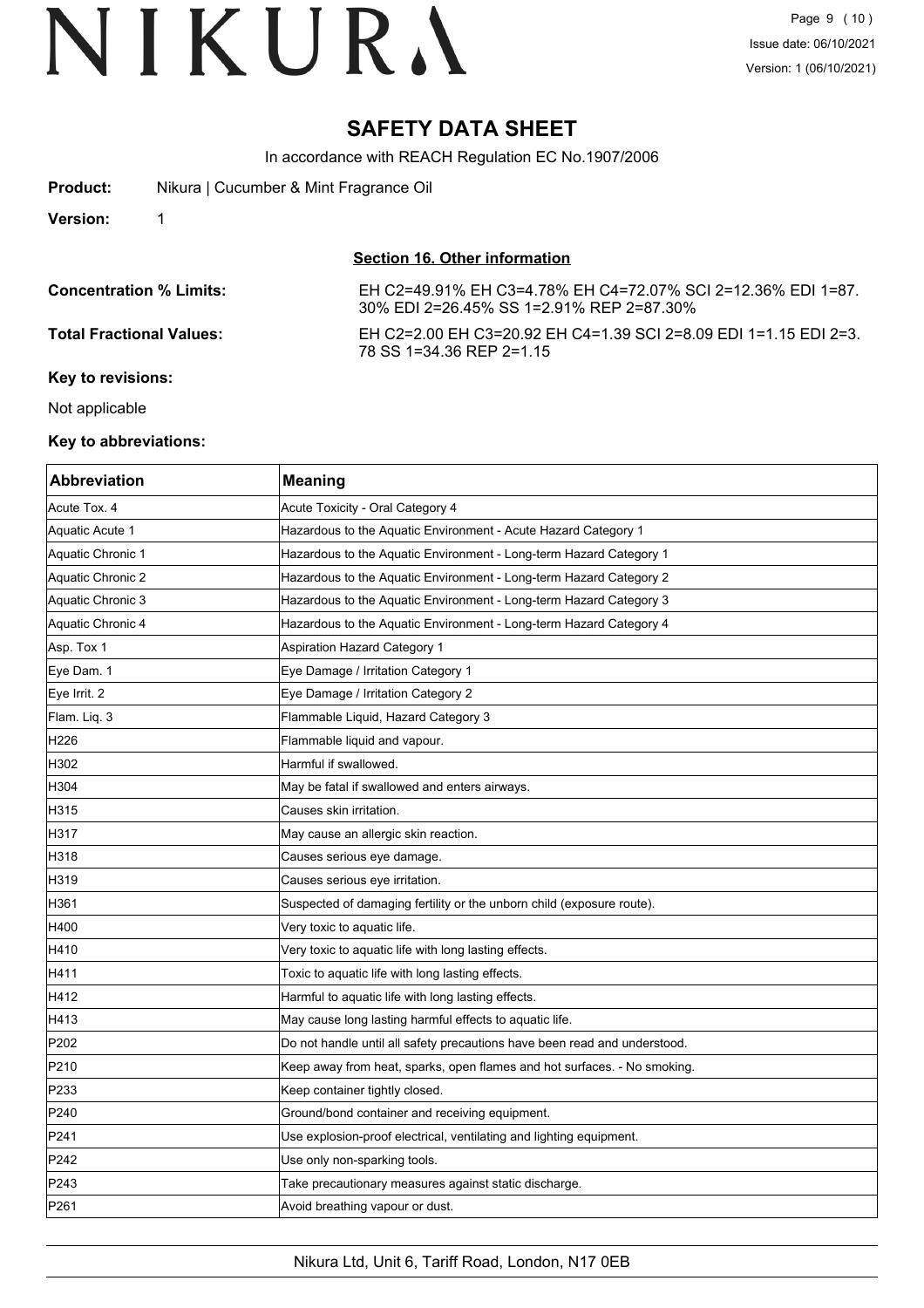# SAFETY DATA SHEET

In accordance with REACH Regulation EC No.1907/2006

**Product:** Nikura | Cucumber & Mint Fragrance Oil

**Version:** 1

## Section 16. Other information

**Concentration % Limits:** EH C2=49.91% EH C3=4.78% EH C4=72.07% SCI 2=12.36% EDI 1=87.30% EDI 2=26.45% SS 1=2.91% REP 2=87.30%

**Total Fractional Values:** EH C2=2.00 EH C3=20.92 EH C4=1.39 SCI 2=8.09 EDI 1=1.15 EDI 2=3.78 SS 1=34.36 REP 2=1.15

**Key to revisions:**

Not applicable

**Key to abbreviations:**

| Abbreviation | Meaning |
|---|---|
| Acute Tox. 4 | Acute Toxicity - Oral Category 4 |
| Aquatic Acute 1 | Hazardous to the Aquatic Environment - Acute Hazard Category 1 |
| Aquatic Chronic 1 | Hazardous to the Aquatic Environment - Long-term Hazard Category 1 |
| Aquatic Chronic 2 | Hazardous to the Aquatic Environment - Long-term Hazard Category 2 |
| Aquatic Chronic 3 | Hazardous to the Aquatic Environment - Long-term Hazard Category 3 |
| Aquatic Chronic 4 | Hazardous to the Aquatic Environment - Long-term Hazard Category 4 |
| Asp. Tox 1 | Aspiration Hazard Category 1 |
| Eye Dam. 1 | Eye Damage / Irritation Category 1 |
| Eye Irrit. 2 | Eye Damage / Irritation Category 2 |
| Flam. Liq. 3 | Flammable Liquid, Hazard Category 3 |
| H226 | Flammable liquid and vapour. |
| H302 | Harmful if swallowed. |
| H304 | May be fatal if swallowed and enters airways. |
| H315 | Causes skin irritation. |
| H317 | May cause an allergic skin reaction. |
| H318 | Causes serious eye damage. |
| H319 | Causes serious eye irritation. |
| H361 | Suspected of damaging fertility or the unborn child (exposure route). |
| H400 | Very toxic to aquatic life. |
| H410 | Very toxic to aquatic life with long lasting effects. |
| H411 | Toxic to aquatic life with long lasting effects. |
| H412 | Harmful to aquatic life with long lasting effects. |
| H413 | May cause long lasting harmful effects to aquatic life. |
| P202 | Do not handle until all safety precautions have been read and understood. |
| P210 | Keep away from heat, sparks, open flames and hot surfaces. - No smoking. |
| P233 | Keep container tightly closed. |
| P240 | Ground/bond container and receiving equipment. |
| P241 | Use explosion-proof electrical, ventilating and lighting equipment. |
| P242 | Use only non-sparking tools. |
| P243 | Take precautionary measures against static discharge. |
| P261 | Avoid breathing vapour or dust. |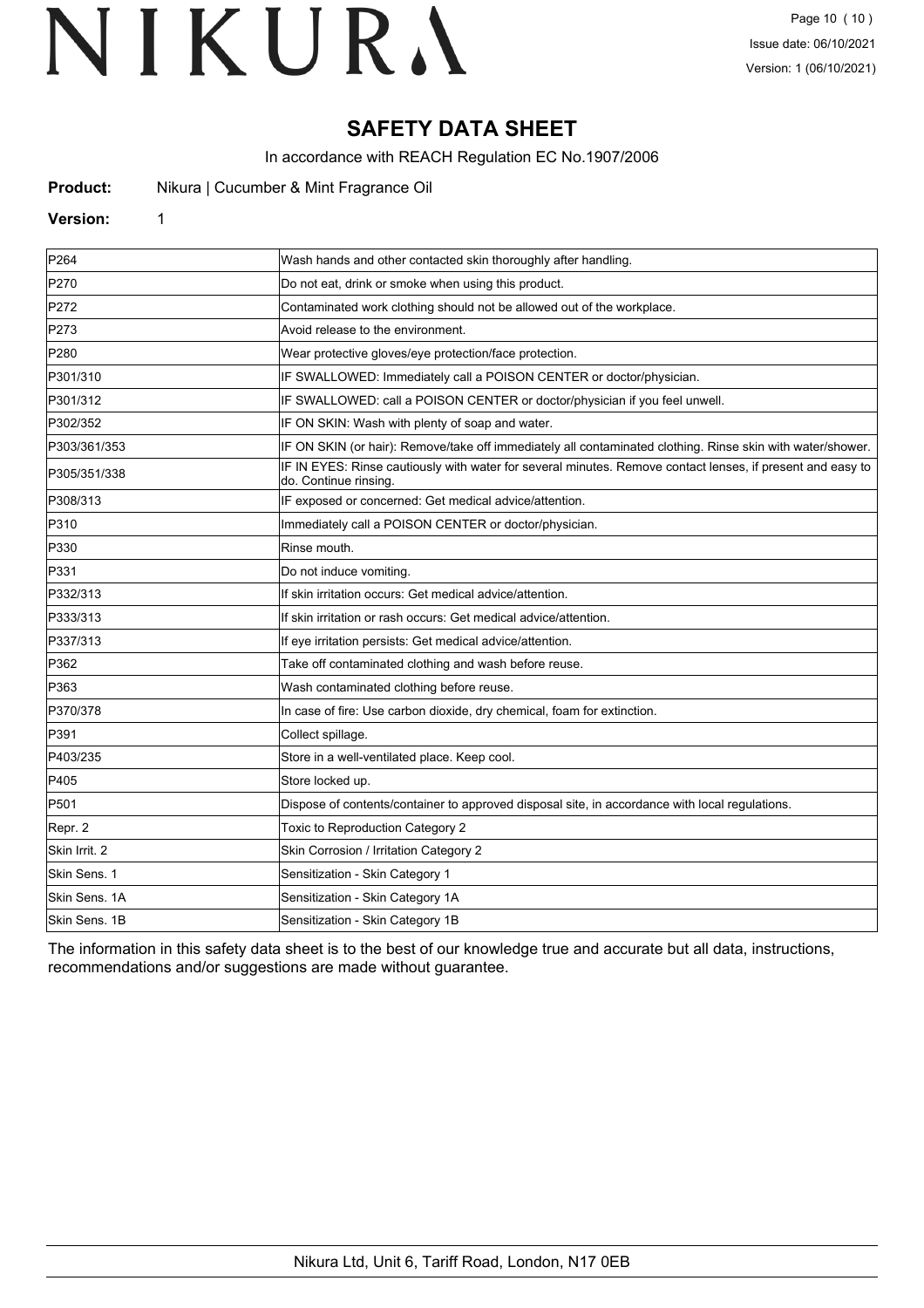# SAFETY DATA SHEET

In accordance with REACH Regulation EC No.1907/2006

**Product:** Nikura | Cucumber & Mint Fragrance Oil

**Version:** 1

| | |
|---|---|
| P264 | Wash hands and other contacted skin thoroughly after handling. |
| P270 | Do not eat, drink or smoke when using this product. |
| P272 | Contaminated work clothing should not be allowed out of the workplace. |
| P273 | Avoid release to the environment. |
| P280 | Wear protective gloves/eye protection/face protection. |
| P301/310 | IF SWALLOWED: Immediately call a POISON CENTER or doctor/physician. |
| P301/312 | IF SWALLOWED: call a POISON CENTER or doctor/physician if you feel unwell. |
| P302/352 | IF ON SKIN: Wash with plenty of soap and water. |
| P303/361/353 | IF ON SKIN (or hair): Remove/take off immediately all contaminated clothing. Rinse skin with water/shower. |
| P305/351/338 | IF IN EYES: Rinse cautiously with water for several minutes. Remove contact lenses, if present and easy to do. Continue rinsing. |
| P308/313 | IF exposed or concerned: Get medical advice/attention. |
| P310 | Immediately call a POISON CENTER or doctor/physician. |
| P330 | Rinse mouth. |
| P331 | Do not induce vomiting. |
| P332/313 | If skin irritation occurs: Get medical advice/attention. |
| P333/313 | If skin irritation or rash occurs: Get medical advice/attention. |
| P337/313 | If eye irritation persists: Get medical advice/attention. |
| P362 | Take off contaminated clothing and wash before reuse. |
| P363 | Wash contaminated clothing before reuse. |
| P370/378 | In case of fire: Use carbon dioxide, dry chemical, foam for extinction. |
| P391 | Collect spillage. |
| P403/235 | Store in a well-ventilated place. Keep cool. |
| P405 | Store locked up. |
| P501 | Dispose of contents/container to approved disposal site, in accordance with local regulations. |
| Repr. 2 | Toxic to Reproduction Category 2 |
| Skin Irrit. 2 | Skin Corrosion / Irritation Category 2 |
| Skin Sens. 1 | Sensitization - Skin Category 1 |
| Skin Sens. 1A | Sensitization - Skin Category 1A |
| Skin Sens. 1B | Sensitization - Skin Category 1B |

The information in this safety data sheet is to the best of our knowledge true and accurate but all data, instructions, recommendations and/or suggestions are made without guarantee.